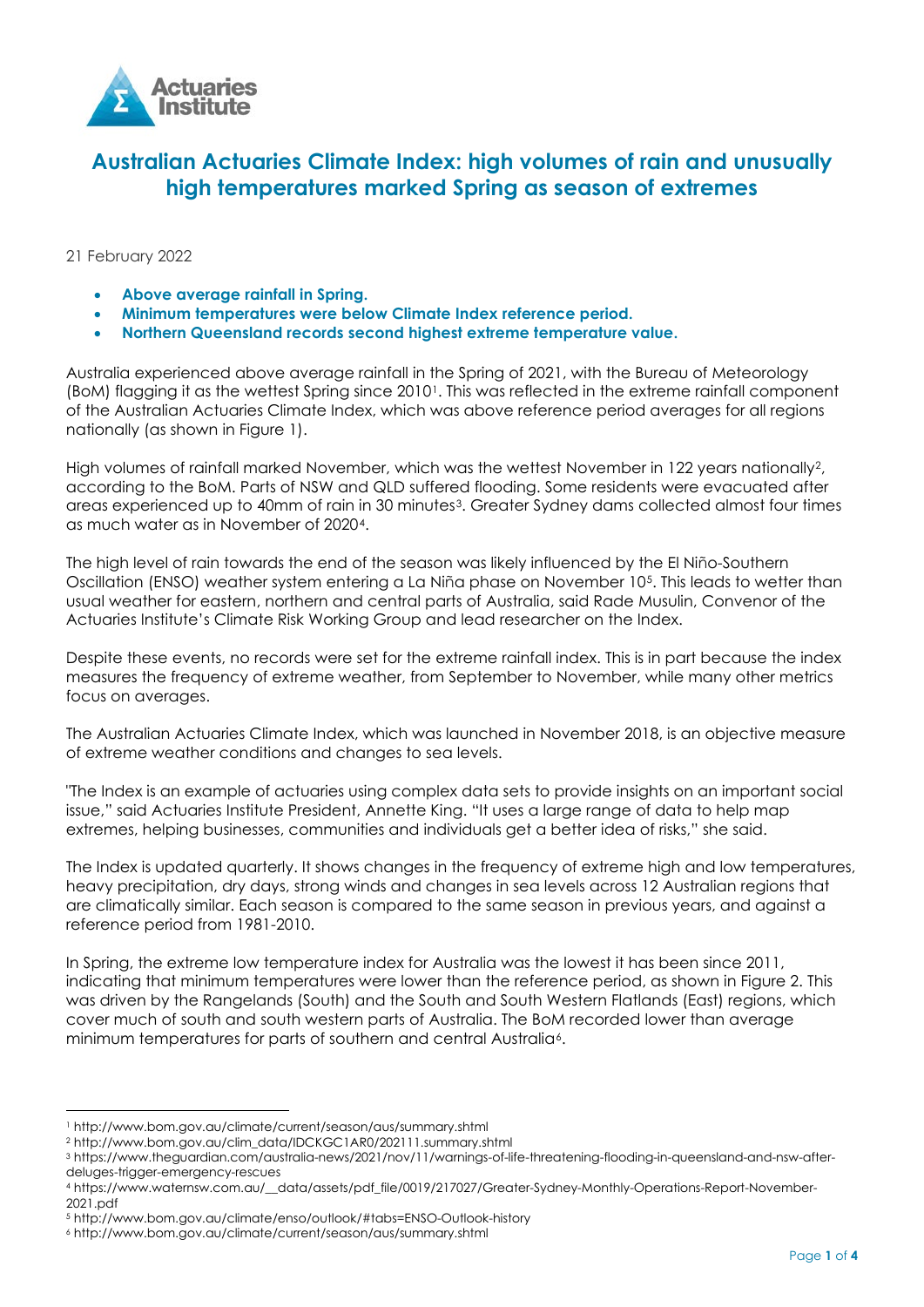# Australian Actuaries Climate Index: high volumes of rain and unusually high temperatures marked Spring as season of extremes

21 February 2022

- **Above average rainfall in Spring.**
- **Minimum temperatures were below Climate Index reference period.**
- **Northern Queensland records second highest extreme temperature value.**

Australia experienced above average rainfall in the Spring of 2021, with the Bureau of Meteorology (BoM) flagging it as the wettest Spring since 2010[1]. This was reflected in the extreme rainfall component of the Australian Actuaries Climate Index, which was above reference period averages for all regions nationally (as shown in Figure 1).

High volumes of rainfall marked November, which was the wettest November in 122 years nationally[2], according to the BoM. Parts of NSW and QLD suffered flooding. Some residents were evacuated after areas experienced up to 40mm of rain in 30 minutes[3]. Greater Sydney dams collected almost four times as much water as in November of 2020[4].

The high level of rain towards the end of the season was likely influenced by the El Niño-Southern Oscillation (ENSO) weather system entering a La Niña phase on November 10[5]. This leads to wetter than usual weather for eastern, northern and central parts of Australia, said Rade Musulin, Convenor of the Actuaries Institute's Climate Risk Working Group and lead researcher on the Index.

Despite these events, no records were set for the extreme rainfall index. This is in part because the index measures the frequency of extreme weather, from September to November, while many other metrics focus on averages.

The Australian Actuaries Climate Index, which was launched in November 2018, is an objective measure of extreme weather conditions and changes to sea levels.

"The Index is an example of actuaries using complex data sets to provide insights on an important social issue," said Actuaries Institute President, Annette King. "It uses a large range of data to help map extremes, helping businesses, communities and individuals get a better idea of risks," she said.

The Index is updated quarterly. It shows changes in the frequency of extreme high and low temperatures, heavy precipitation, dry days, strong winds and changes in sea levels across 12 Australian regions that are climatically similar. Each season is compared to the same season in previous years, and against a reference period from 1981-2010.

In Spring, the extreme low temperature index for Australia was the lowest it has been since 2011, indicating that minimum temperatures were lower than the reference period, as shown in Figure 2. This was driven by the Rangelands (South) and the South and South Western Flatlands (East) regions, which cover much of south and south western parts of Australia. The BoM recorded lower than average minimum temperatures for parts of southern and central Australia[6].

---

[1] http://www.bom.gov.au/climate/current/season/aus/summary.shtml
[2] http://www.bom.gov.au/clim_data/IDCKGC1AR0/202111.summary.shtml
[3] https://www.theguardian.com/australia-news/2021/nov/11/warnings-of-life-threatening-flooding-in-queensland-and-nsw-after-deluges-trigger-emergency-rescues
[4] https://www.waternsw.com.au/__data/assets/pdf_file/0019/217027/Greater-Sydney-Monthly-Operations-Report-November-2021.pdf
[5] http://www.bom.gov.au/climate/enso/outlook/#tabs=ENSO-Outlook-history
[6] http://www.bom.gov.au/climate/current/season/aus/summary.shtml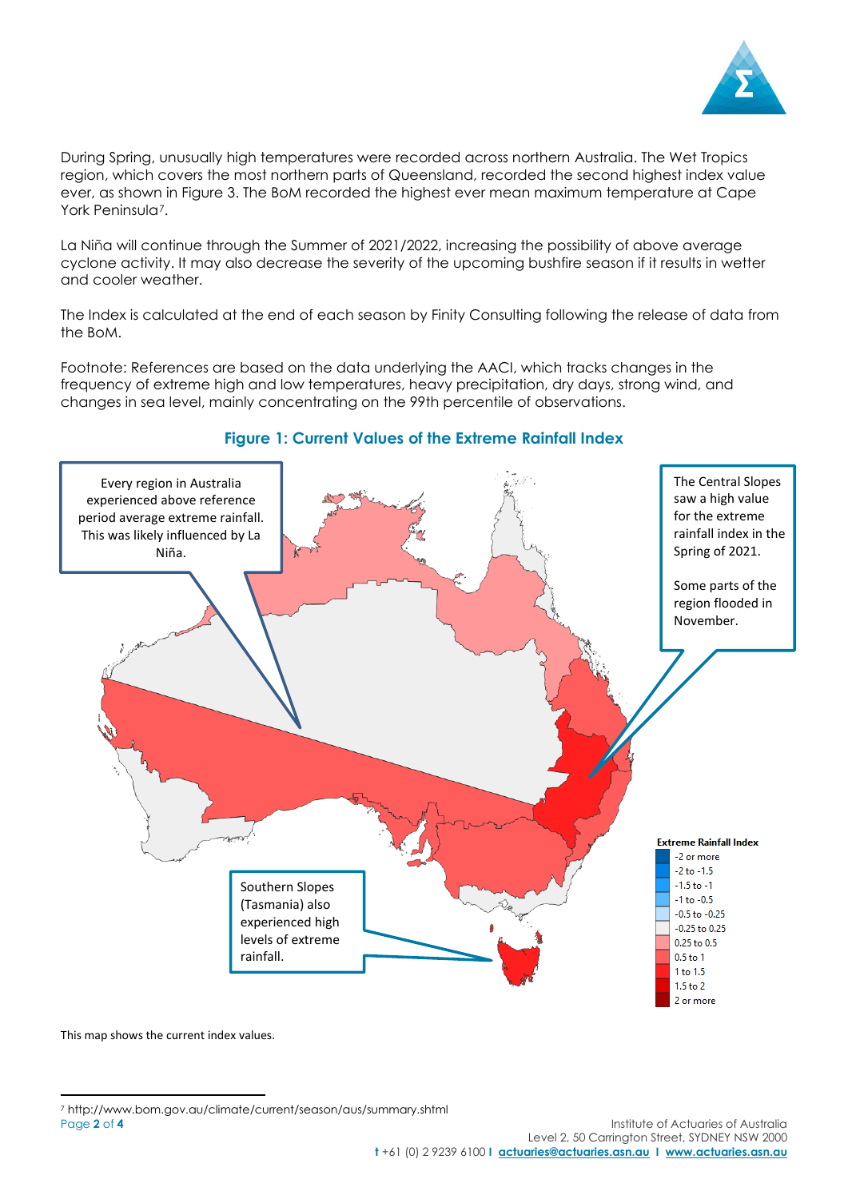During Spring, unusually high temperatures were recorded across northern Australia. The Wet Tropics region, which covers the most northern parts of Queensland, recorded the second highest index value ever, as shown in Figure 3. The BoM recorded the highest ever mean maximum temperature at Cape York Peninsula[7].

La Niña will continue through the Summer of 2021/2022, increasing the possibility of above average cyclone activity. It may also decrease the severity of the upcoming bushfire season if it results in wetter and cooler weather.

The Index is calculated at the end of each season by Finity Consulting following the release of data from the BoM.

Footnote: References are based on the data underlying the AACI, which tracks changes in the frequency of extreme high and low temperatures, heavy precipitation, dry days, strong wind, and changes in sea level, mainly concentrating on the 99th percentile of observations.

## Figure 1: Current Values of the Extreme Rainfall Index

Every region in Australia experienced above reference period average extreme rainfall. This was likely influenced by La Niña.

The Central Slopes saw a high value for the extreme rainfall index in the Spring of 2021.

Some parts of the region flooded in November.

Southern Slopes (Tasmania) also experienced high levels of extreme rainfall.

**Extreme Rainfall Index**

- -2 or more
- -2 to -1.5
- -1.5 to -1
- -1 to -0.5
- -0.5 to -0.25
- -0.25 to 0.25
- 0.25 to 0.5
- 0.5 to 1
- 1 to 1.5
- 1.5 to 2
- 2 or more

This map shows the current index values.

[7] http://www.bom.gov.au/climate/current/season/aus/summary.shtml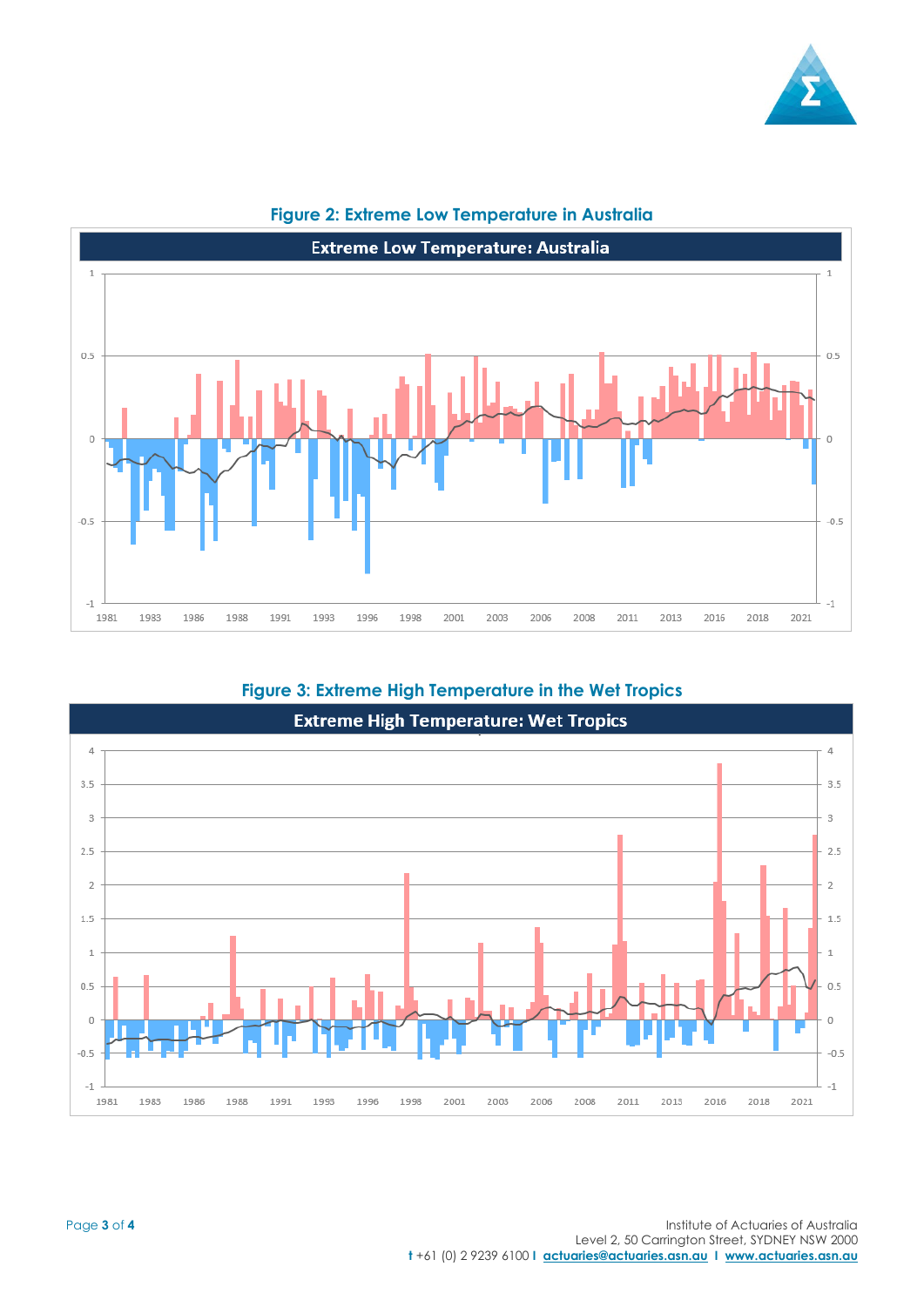**Figure 2: Extreme Low Temperature in Australia**

**Figure 3: Extreme High Temperature in the Wet Tropics**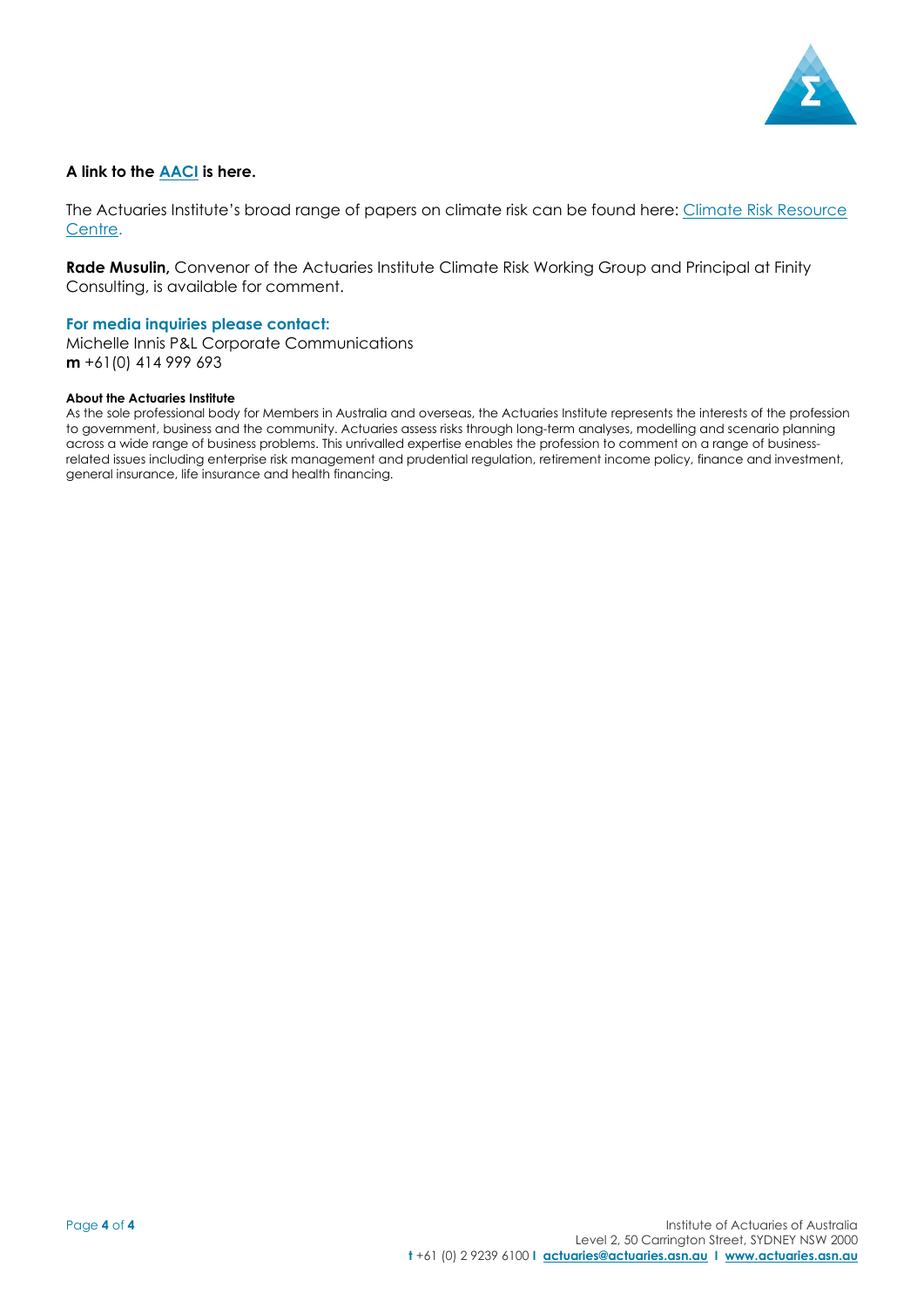**A link to the AACI is here.**

The Actuaries Institute's broad range of papers on climate risk can be found here: Climate Risk Resource Centre.

**Rade Musulin,** Convenor of the Actuaries Institute Climate Risk Working Group and Principal at Finity Consulting, is available for comment.

**For media inquiries please contact:**
Michelle Innis P&L Corporate Communications
**m** +61(0) 414 999 693

**About the Actuaries Institute**
As the sole professional body for Members in Australia and overseas, the Actuaries Institute represents the interests of the profession to government, business and the community. Actuaries assess risks through long-term analyses, modelling and scenario planning across a wide range of business problems. This unrivalled expertise enables the profession to comment on a range of business-related issues including enterprise risk management and prudential regulation, retirement income policy, finance and investment, general insurance, life insurance and health financing.